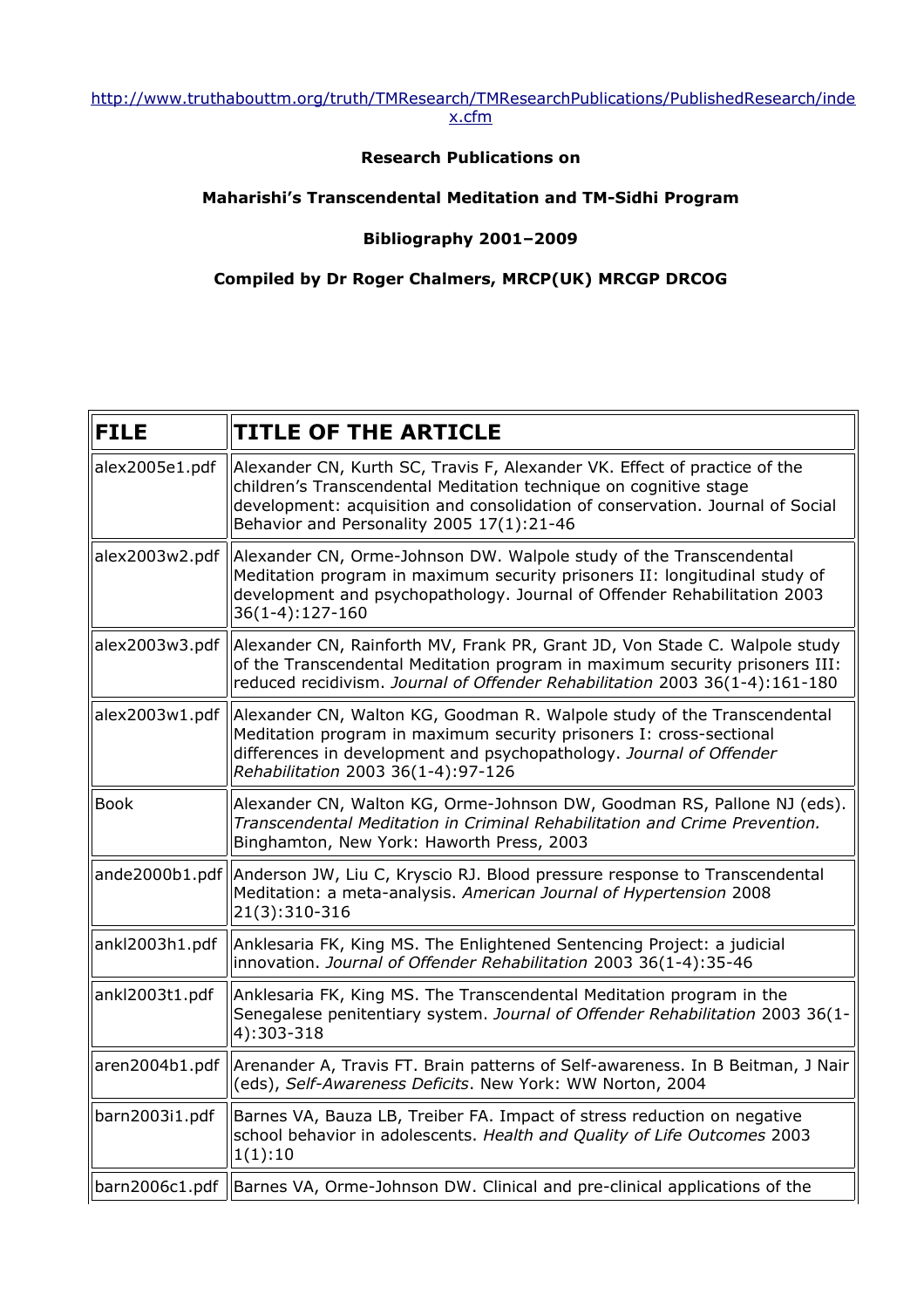http://www.truthabouttm.org/truth/TMResearch/TMResearchPublications/PublishedResearch/index.cfm

**Research Publications on**

**Maharishi's Transcendental Meditation and TM-Sidhi Program**

**Bibliography 2001–2009**

**Compiled by Dr Roger Chalmers, MRCP(UK) MRCGP DRCOG**

| FILE | TITLE OF THE ARTICLE |
| --- | --- |
| alex2005e1.pdf | Alexander CN, Kurth SC, Travis F, Alexander VK. Effect of practice of the children's Transcendental Meditation technique on cognitive stage development: acquisition and consolidation of conservation. Journal of Social Behavior and Personality 2005 17(1):21-46 |
| alex2003w2.pdf | Alexander CN, Orme-Johnson DW. Walpole study of the Transcendental Meditation program in maximum security prisoners II: longitudinal study of development and psychopathology. Journal of Offender Rehabilitation 2003 36(1-4):127-160 |
| alex2003w3.pdf | Alexander CN, Rainforth MV, Frank PR, Grant JD, Von Stade C. Walpole study of the Transcendental Meditation program in maximum security prisoners III: reduced recidivism. *Journal of Offender Rehabilitation* 2003 36(1-4):161-180 |
| alex2003w1.pdf | Alexander CN, Walton KG, Goodman R. Walpole study of the Transcendental Meditation program in maximum security prisoners I: cross-sectional differences in development and psychopathology. *Journal of Offender Rehabilitation* 2003 36(1-4):97-126 |
| Book | Alexander CN, Walton KG, Orme-Johnson DW, Goodman RS, Pallone NJ (eds). *Transcendental Meditation in Criminal Rehabilitation and Crime Prevention.* Binghamton, New York: Haworth Press, 2003 |
| ande2000b1.pdf | Anderson JW, Liu C, Kryscio RJ. Blood pressure response to Transcendental Meditation: a meta-analysis. *American Journal of Hypertension* 2008 21(3):310-316 |
| ankl2003h1.pdf | Anklesaria FK, King MS. The Enlightened Sentencing Project: a judicial innovation. *Journal of Offender Rehabilitation* 2003 36(1-4):35-46 |
| ankl2003t1.pdf | Anklesaria FK, King MS. The Transcendental Meditation program in the Senegalese penitentiary system. *Journal of Offender Rehabilitation* 2003 36(1-4):303-318 |
| aren2004b1.pdf | Arenander A, Travis FT. Brain patterns of Self-awareness. In B Beitman, J Nair (eds), *Self-Awareness Deficits*. New York: WW Norton, 2004 |
| barn2003i1.pdf | Barnes VA, Bauza LB, Treiber FA. Impact of stress reduction on negative school behavior in adolescents. *Health and Quality of Life Outcomes* 2003 1(1):10 |
| barn2006c1.pdf | Barnes VA, Orme-Johnson DW. Clinical and pre-clinical applications of the |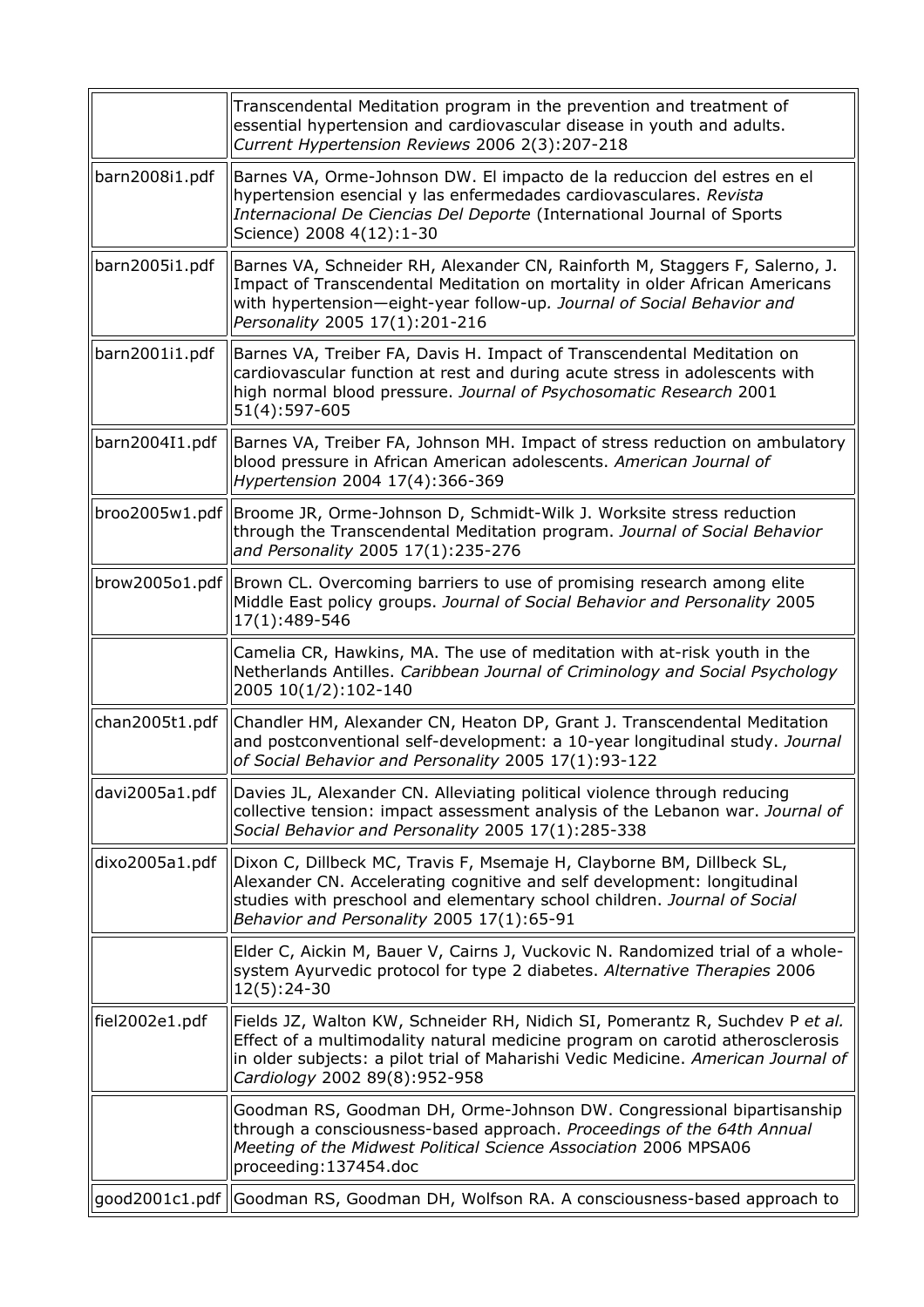| | |
|---|---|
| | Transcendental Meditation program in the prevention and treatment of essential hypertension and cardiovascular disease in youth and adults. *Current Hypertension Reviews* 2006 2(3):207-218 |
| barn2008i1.pdf | Barnes VA, Orme-Johnson DW. El impacto de la reduccion del estres en el hypertension esencial y las enfermedades cardiovasculares. *Revista Internacional De Ciencias Del Deporte* (International Journal of Sports Science) 2008 4(12):1-30 |
| barn2005i1.pdf | Barnes VA, Schneider RH, Alexander CN, Rainforth M, Staggers F, Salerno, J. Impact of Transcendental Meditation on mortality in older African Americans with hypertension—eight-year follow-up. *Journal of Social Behavior and Personality* 2005 17(1):201-216 |
| barn2001i1.pdf | Barnes VA, Treiber FA, Davis H. Impact of Transcendental Meditation on cardiovascular function at rest and during acute stress in adolescents with high normal blood pressure. *Journal of Psychosomatic Research* 2001 51(4):597-605 |
| barn2004I1.pdf | Barnes VA, Treiber FA, Johnson MH. Impact of stress reduction on ambulatory blood pressure in African American adolescents. *American Journal of Hypertension* 2004 17(4):366-369 |
| broo2005w1.pdf | Broome JR, Orme-Johnson D, Schmidt-Wilk J. Worksite stress reduction through the Transcendental Meditation program. *Journal of Social Behavior and Personality* 2005 17(1):235-276 |
| brow2005o1.pdf | Brown CL. Overcoming barriers to use of promising research among elite Middle East policy groups. *Journal of Social Behavior and Personality* 2005 17(1):489-546 |
| | Camelia CR, Hawkins, MA. The use of meditation with at-risk youth in the Netherlands Antilles. *Caribbean Journal of Criminology and Social Psychology* 2005 10(1/2):102-140 |
| chan2005t1.pdf | Chandler HM, Alexander CN, Heaton DP, Grant J. Transcendental Meditation and postconventional self-development: a 10-year longitudinal study. *Journal of Social Behavior and Personality* 2005 17(1):93-122 |
| davi2005a1.pdf | Davies JL, Alexander CN. Alleviating political violence through reducing collective tension: impact assessment analysis of the Lebanon war. *Journal of Social Behavior and Personality* 2005 17(1):285-338 |
| dixo2005a1.pdf | Dixon C, Dillbeck MC, Travis F, Msemaje H, Clayborne BM, Dillbeck SL, Alexander CN. Accelerating cognitive and self development: longitudinal studies with preschool and elementary school children. *Journal of Social Behavior and Personality* 2005 17(1):65-91 |
| | Elder C, Aickin M, Bauer V, Cairns J, Vuckovic N. Randomized trial of a whole-system Ayurvedic protocol for type 2 diabetes. *Alternative Therapies* 2006 12(5):24-30 |
| fiel2002e1.pdf | Fields JZ, Walton KW, Schneider RH, Nidich SI, Pomerantz R, Suchdev P *et al.* Effect of a multimodality natural medicine program on carotid atherosclerosis in older subjects: a pilot trial of Maharishi Vedic Medicine. *American Journal of Cardiology* 2002 89(8):952-958 |
| | Goodman RS, Goodman DH, Orme-Johnson DW. Congressional bipartisanship through a consciousness-based approach. *Proceedings of the 64th Annual Meeting of the Midwest Political Science Association* 2006 MPSA06 proceeding:137454.doc |
| good2001c1.pdf | Goodman RS, Goodman DH, Wolfson RA. A consciousness-based approach to |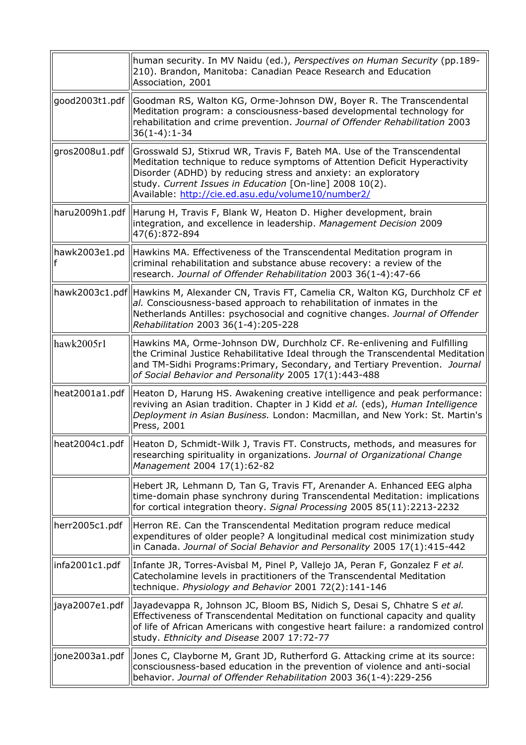| | |
|---|---|
| | human security. In MV Naidu (ed.), *Perspectives on Human Security* (pp.189-210). Brandon, Manitoba: Canadian Peace Research and Education Association, 2001 |
| good2003t1.pdf | Goodman RS, Walton KG, Orme-Johnson DW, Boyer R. The Transcendental Meditation program: a consciousness-based developmental technology for rehabilitation and crime prevention. *Journal of Offender Rehabilitation* 2003 36(1-4):1-34 |
| gros2008u1.pdf | Grosswald SJ, Stixrud WR, Travis F, Bateh MA. Use of the Transcendental Meditation technique to reduce symptoms of Attention Deficit Hyperactivity Disorder (ADHD) by reducing stress and anxiety: an exploratory study. *Current Issues in Education* [On-line] 2008 10(2). Available: http://cie.ed.asu.edu/volume10/number2/ |
| haru2009h1.pdf | Harung H, Travis F, Blank W, Heaton D. Higher development, brain integration, and excellence in leadership. *Management Decision* 2009 47(6):872-894 |
| hawk2003e1.pdf | Hawkins MA. Effectiveness of the Transcendental Meditation program in criminal rehabilitation and substance abuse recovery: a review of the research. *Journal of Offender Rehabilitation* 2003 36(1-4):47-66 |
| hawk2003c1.pdf | Hawkins M, Alexander CN, Travis FT, Camelia CR, Walton KG, Durchholz CF *et al.* Consciousness-based approach to rehabilitation of inmates in the Netherlands Antilles: psychosocial and cognitive changes. *Journal of Offender Rehabilitation* 2003 36(1-4):205-228 |
| hawk2005r1 | Hawkins MA, Orme-Johnson DW, Durchholz CF. Re-enlivening and Fulfilling the Criminal Justice Rehabilitative Ideal through the Transcendental Meditation and TM-Sidhi Programs:Primary, Secondary, and Tertiary Prevention. *Journal of Social Behavior and Personality* 2005 17(1):443-488 |
| heat2001a1.pdf | Heaton D, Harung HS. Awakening creative intelligence and peak performance: reviving an Asian tradition. Chapter in J Kidd *et al.* (eds), *Human Intelligence Deployment in Asian Business.* London: Macmillan, and New York: St. Martin's Press, 2001 |
| heat2004c1.pdf | Heaton D, Schmidt-Wilk J, Travis FT. Constructs, methods, and measures for researching spirituality in organizations. *Journal of Organizational Change Management* 2004 17(1):62-82 |
| | Hebert JR, Lehmann D, Tan G, Travis FT, Arenander A. Enhanced EEG alpha time-domain phase synchrony during Transcendental Meditation: implications for cortical integration theory. *Signal Processing* 2005 85(11):2213-2232 |
| herr2005c1.pdf | Herron RE. Can the Transcendental Meditation program reduce medical expenditures of older people? A longitudinal medical cost minimization study in Canada. *Journal of Social Behavior and Personality* 2005 17(1):415-442 |
| infa2001c1.pdf | Infante JR, Torres-Avisbal M, Pinel P, Vallejo JA, Peran F, Gonzalez F *et al.* Catecholamine levels in practitioners of the Transcendental Meditation technique. *Physiology and Behavior* 2001 72(2):141-146 |
| jaya2007e1.pdf | Jayadevappa R, Johnson JC, Bloom BS, Nidich S, Desai S, Chhatre S *et al.* Effectiveness of Transcendental Meditation on functional capacity and quality of life of African Americans with congestive heart failure: a randomized control study. *Ethnicity and Disease* 2007 17:72-77 |
| jone2003a1.pdf | Jones C, Clayborne M, Grant JD, Rutherford G. Attacking crime at its source: consciousness-based education in the prevention of violence and anti-social behavior. *Journal of Offender Rehabilitation* 2003 36(1-4):229-256 |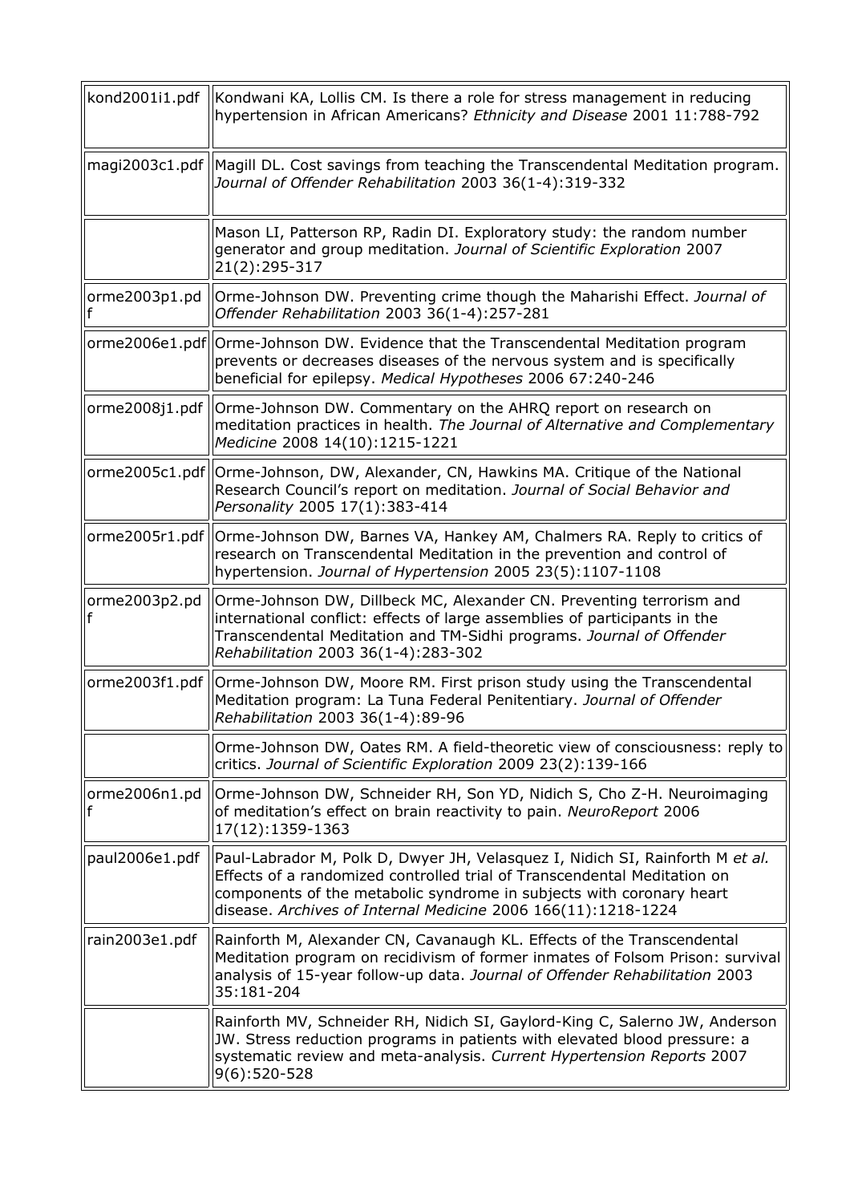| | |
|---|---|
| kond2001i1.pdf | Kondwani KA, Lollis CM. Is there a role for stress management in reducing hypertension in African Americans? *Ethnicity and Disease* 2001 11:788-792 |
| magi2003c1.pdf | Magill DL. Cost savings from teaching the Transcendental Meditation program. *Journal of Offender Rehabilitation* 2003 36(1-4):319-332 |
| | Mason LI, Patterson RP, Radin DI. Exploratory study: the random number generator and group meditation. *Journal of Scientific Exploration* 2007 21(2):295-317 |
| orme2003p1.pdf | Orme-Johnson DW. Preventing crime though the Maharishi Effect. *Journal of Offender Rehabilitation* 2003 36(1-4):257-281 |
| orme2006e1.pdf | Orme-Johnson DW. Evidence that the Transcendental Meditation program prevents or decreases diseases of the nervous system and is specifically beneficial for epilepsy. *Medical Hypotheses* 2006 67:240-246 |
| orme2008j1.pdf | Orme-Johnson DW. Commentary on the AHRQ report on research on meditation practices in health. *The Journal of Alternative and Complementary Medicine* 2008 14(10):1215-1221 |
| orme2005c1.pdf | Orme-Johnson, DW, Alexander, CN, Hawkins MA. Critique of the National Research Council's report on meditation. *Journal of Social Behavior and Personality* 2005 17(1):383-414 |
| orme2005r1.pdf | Orme-Johnson DW, Barnes VA, Hankey AM, Chalmers RA. Reply to critics of research on Transcendental Meditation in the prevention and control of hypertension. *Journal of Hypertension* 2005 23(5):1107-1108 |
| orme2003p2.pdf | Orme-Johnson DW, Dillbeck MC, Alexander CN. Preventing terrorism and international conflict: effects of large assemblies of participants in the Transcendental Meditation and TM-Sidhi programs. *Journal of Offender Rehabilitation* 2003 36(1-4):283-302 |
| orme2003f1.pdf | Orme-Johnson DW, Moore RM. First prison study using the Transcendental Meditation program: La Tuna Federal Penitentiary. *Journal of Offender Rehabilitation* 2003 36(1-4):89-96 |
| | Orme-Johnson DW, Oates RM. A field-theoretic view of consciousness: reply to critics. *Journal of Scientific Exploration* 2009 23(2):139-166 |
| orme2006n1.pdf | Orme-Johnson DW, Schneider RH, Son YD, Nidich S, Cho Z-H. Neuroimaging of meditation's effect on brain reactivity to pain. *NeuroReport* 2006 17(12):1359-1363 |
| paul2006e1.pdf | Paul-Labrador M, Polk D, Dwyer JH, Velasquez I, Nidich SI, Rainforth M *et al.* Effects of a randomized controlled trial of Transcendental Meditation on components of the metabolic syndrome in subjects with coronary heart disease. *Archives of Internal Medicine* 2006 166(11):1218-1224 |
| rain2003e1.pdf | Rainforth M, Alexander CN, Cavanaugh KL. Effects of the Transcendental Meditation program on recidivism of former inmates of Folsom Prison: survival analysis of 15-year follow-up data. *Journal of Offender Rehabilitation* 2003 35:181-204 |
| | Rainforth MV, Schneider RH, Nidich SI, Gaylord-King C, Salerno JW, Anderson JW. Stress reduction programs in patients with elevated blood pressure: a systematic review and meta-analysis. *Current Hypertension Reports* 2007 9(6):520-528 |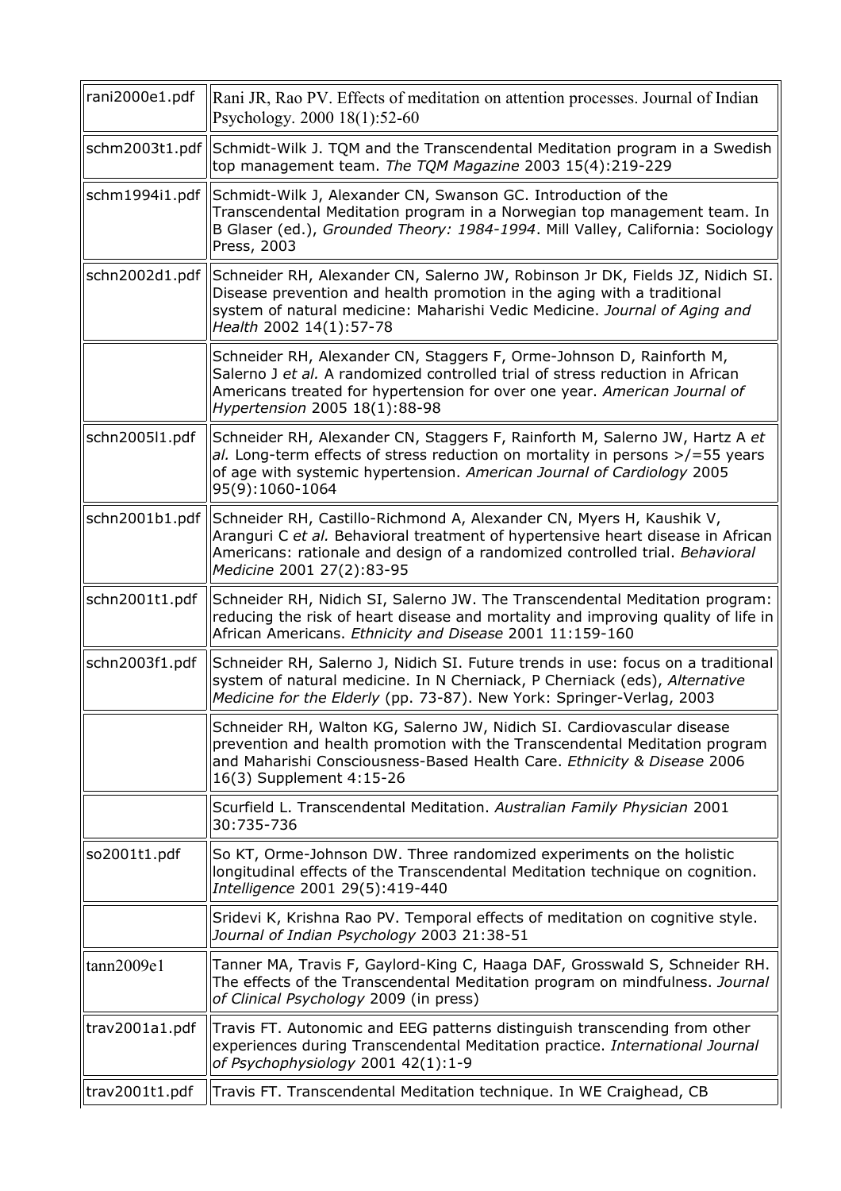| | |
|---|---|
| rani2000e1.pdf | Rani JR, Rao PV. Effects of meditation on attention processes. Journal of Indian Psychology. 2000 18(1):52-60 |
| schm2003t1.pdf | Schmidt-Wilk J. TQM and the Transcendental Meditation program in a Swedish top management team. *The TQM Magazine* 2003 15(4):219-229 |
| schm1994i1.pdf | Schmidt-Wilk J, Alexander CN, Swanson GC. Introduction of the Transcendental Meditation program in a Norwegian top management team. In B Glaser (ed.), *Grounded Theory: 1984-1994*. Mill Valley, California: Sociology Press, 2003 |
| schn2002d1.pdf | Schneider RH, Alexander CN, Salerno JW, Robinson Jr DK, Fields JZ, Nidich SI. Disease prevention and health promotion in the aging with a traditional system of natural medicine: Maharishi Vedic Medicine. *Journal of Aging and Health* 2002 14(1):57-78 |
| | Schneider RH, Alexander CN, Staggers F, Orme-Johnson D, Rainforth M, Salerno J *et al.* A randomized controlled trial of stress reduction in African Americans treated for hypertension for over one year. *American Journal of Hypertension* 2005 18(1):88-98 |
| schn2005l1.pdf | Schneider RH, Alexander CN, Staggers F, Rainforth M, Salerno JW, Hartz A *et al.* Long-term effects of stress reduction on mortality in persons >/=55 years of age with systemic hypertension. *American Journal of Cardiology* 2005 95(9):1060-1064 |
| schn2001b1.pdf | Schneider RH, Castillo-Richmond A, Alexander CN, Myers H, Kaushik V, Aranguri C *et al.* Behavioral treatment of hypertensive heart disease in African Americans: rationale and design of a randomized controlled trial. *Behavioral Medicine* 2001 27(2):83-95 |
| schn2001t1.pdf | Schneider RH, Nidich SI, Salerno JW. The Transcendental Meditation program: reducing the risk of heart disease and mortality and improving quality of life in African Americans. *Ethnicity and Disease* 2001 11:159-160 |
| schn2003f1.pdf | Schneider RH, Salerno J, Nidich SI. Future trends in use: focus on a traditional system of natural medicine. In N Cherniack, P Cherniack (eds), *Alternative Medicine for the Elderly* (pp. 73-87). New York: Springer-Verlag, 2003 |
| | Schneider RH, Walton KG, Salerno JW, Nidich SI. Cardiovascular disease prevention and health promotion with the Transcendental Meditation program and Maharishi Consciousness-Based Health Care. *Ethnicity & Disease* 2006 16(3) Supplement 4:15-26 |
| | Scurfield L. Transcendental Meditation. *Australian Family Physician* 2001 30:735-736 |
| so2001t1.pdf | So KT, Orme-Johnson DW. Three randomized experiments on the holistic longitudinal effects of the Transcendental Meditation technique on cognition. *Intelligence* 2001 29(5):419-440 |
| | Sridevi K, Krishna Rao PV. Temporal effects of meditation on cognitive style. *Journal of Indian Psychology* 2003 21:38-51 |
| tann2009e1 | Tanner MA, Travis F, Gaylord-King C, Haaga DAF, Grosswald S, Schneider RH. The effects of the Transcendental Meditation program on mindfulness. *Journal of Clinical Psychology* 2009 (in press) |
| trav2001a1.pdf | Travis FT. Autonomic and EEG patterns distinguish transcending from other experiences during Transcendental Meditation practice. *International Journal of Psychophysiology* 2001 42(1):1-9 |
| trav2001t1.pdf | Travis FT. Transcendental Meditation technique. In WE Craighead, CB |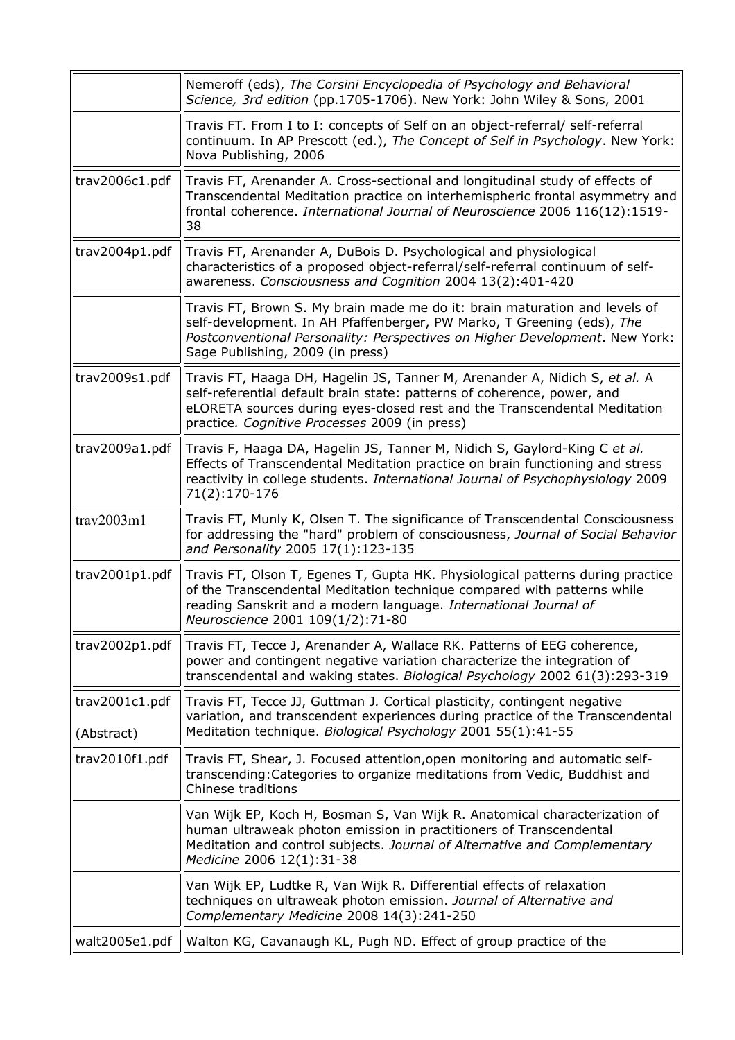| | |
|---|---|
| | Nemeroff (eds), *The Corsini Encyclopedia of Psychology and Behavioral Science, 3rd edition* (pp.1705-1706). New York: John Wiley & Sons, 2001 |
| | Travis FT. From I to I: concepts of Self on an object-referral/ self-referral continuum. In AP Prescott (ed.), *The Concept of Self in Psychology*. New York: Nova Publishing, 2006 |
| trav2006c1.pdf | Travis FT, Arenander A. Cross-sectional and longitudinal study of effects of Transcendental Meditation practice on interhemispheric frontal asymmetry and frontal coherence. *International Journal of Neuroscience* 2006 116(12):1519-38 |
| trav2004p1.pdf | Travis FT, Arenander A, DuBois D. Psychological and physiological characteristics of a proposed object-referral/self-referral continuum of self-awareness. *Consciousness and Cognition* 2004 13(2):401-420 |
| | Travis FT, Brown S. My brain made me do it: brain maturation and levels of self-development. In AH Pfaffenberger, PW Marko, T Greening (eds), *The Postconventional Personality: Perspectives on Higher Development*. New York: Sage Publishing, 2009 (in press) |
| trav2009s1.pdf | Travis FT, Haaga DH, Hagelin JS, Tanner M, Arenander A, Nidich S, *et al.* A self-referential default brain state: patterns of coherence, power, and eLORETA sources during eyes-closed rest and the Transcendental Meditation practice. *Cognitive Processes* 2009 (in press) |
| trav2009a1.pdf | Travis F, Haaga DA, Hagelin JS, Tanner M, Nidich S, Gaylord-King C *et al.* Effects of Transcendental Meditation practice on brain functioning and stress reactivity in college students. *International Journal of Psychophysiology* 2009 71(2):170-176 |
| trav2003m1 | Travis FT, Munly K, Olsen T. The significance of Transcendental Consciousness for addressing the "hard" problem of consciousness, *Journal of Social Behavior and Personality* 2005 17(1):123-135 |
| trav2001p1.pdf | Travis FT, Olson T, Egenes T, Gupta HK. Physiological patterns during practice of the Transcendental Meditation technique compared with patterns while reading Sanskrit and a modern language. *International Journal of Neuroscience* 2001 109(1/2):71-80 |
| trav2002p1.pdf | Travis FT, Tecce J, Arenander A, Wallace RK. Patterns of EEG coherence, power and contingent negative variation characterize the integration of transcendental and waking states. *Biological Psychology* 2002 61(3):293-319 |
| trav2001c1.pdf (Abstract) | Travis FT, Tecce JJ, Guttman J. Cortical plasticity, contingent negative variation, and transcendent experiences during practice of the Transcendental Meditation technique. *Biological Psychology* 2001 55(1):41-55 |
| trav2010f1.pdf | Travis FT, Shear, J. Focused attention,open monitoring and automatic self-transcending:Categories to organize meditations from Vedic, Buddhist and Chinese traditions |
| | Van Wijk EP, Koch H, Bosman S, Van Wijk R. Anatomical characterization of human ultraweak photon emission in practitioners of Transcendental Meditation and control subjects. *Journal of Alternative and Complementary Medicine* 2006 12(1):31-38 |
| | Van Wijk EP, Ludtke R, Van Wijk R. Differential effects of relaxation techniques on ultraweak photon emission. *Journal of Alternative and Complementary Medicine* 2008 14(3):241-250 |
| walt2005e1.pdf | Walton KG, Cavanaugh KL, Pugh ND. Effect of group practice of the |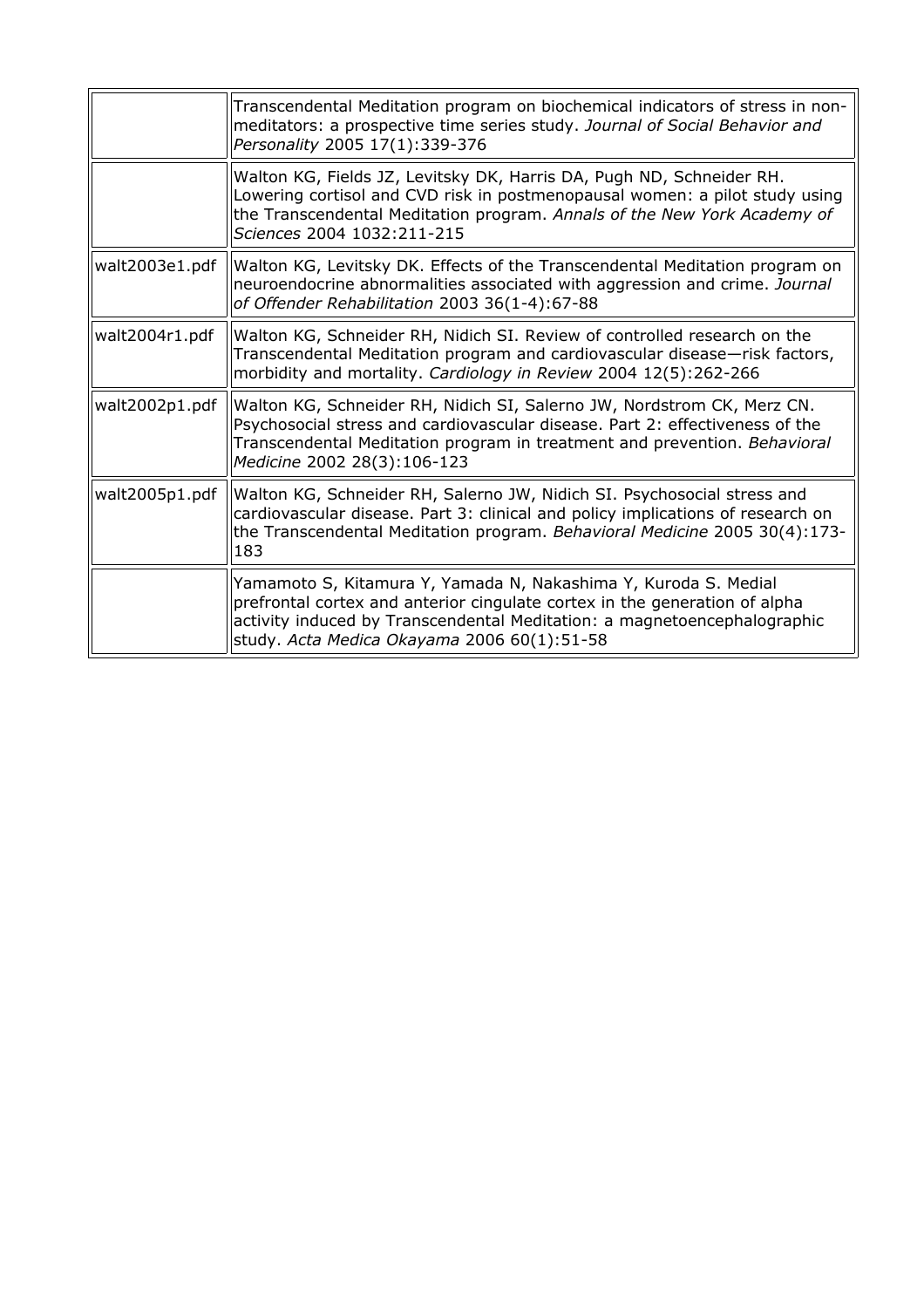| | |
|---|---|
| | Transcendental Meditation program on biochemical indicators of stress in non-meditators: a prospective time series study. *Journal of Social Behavior and Personality* 2005 17(1):339-376 |
| | Walton KG, Fields JZ, Levitsky DK, Harris DA, Pugh ND, Schneider RH. Lowering cortisol and CVD risk in postmenopausal women: a pilot study using the Transcendental Meditation program. *Annals of the New York Academy of Sciences* 2004 1032:211-215 |
| walt2003e1.pdf | Walton KG, Levitsky DK. Effects of the Transcendental Meditation program on neuroendocrine abnormalities associated with aggression and crime. *Journal of Offender Rehabilitation* 2003 36(1-4):67-88 |
| walt2004r1.pdf | Walton KG, Schneider RH, Nidich SI. Review of controlled research on the Transcendental Meditation program and cardiovascular disease—risk factors, morbidity and mortality. *Cardiology in Review* 2004 12(5):262-266 |
| walt2002p1.pdf | Walton KG, Schneider RH, Nidich SI, Salerno JW, Nordstrom CK, Merz CN. Psychosocial stress and cardiovascular disease. Part 2: effectiveness of the Transcendental Meditation program in treatment and prevention. *Behavioral Medicine* 2002 28(3):106-123 |
| walt2005p1.pdf | Walton KG, Schneider RH, Salerno JW, Nidich SI. Psychosocial stress and cardiovascular disease. Part 3: clinical and policy implications of research on the Transcendental Meditation program. *Behavioral Medicine* 2005 30(4):173-183 |
| | Yamamoto S, Kitamura Y, Yamada N, Nakashima Y, Kuroda S. Medial prefrontal cortex and anterior cingulate cortex in the generation of alpha activity induced by Transcendental Meditation: a magnetoencephalographic study. *Acta Medica Okayama* 2006 60(1):51-58 |